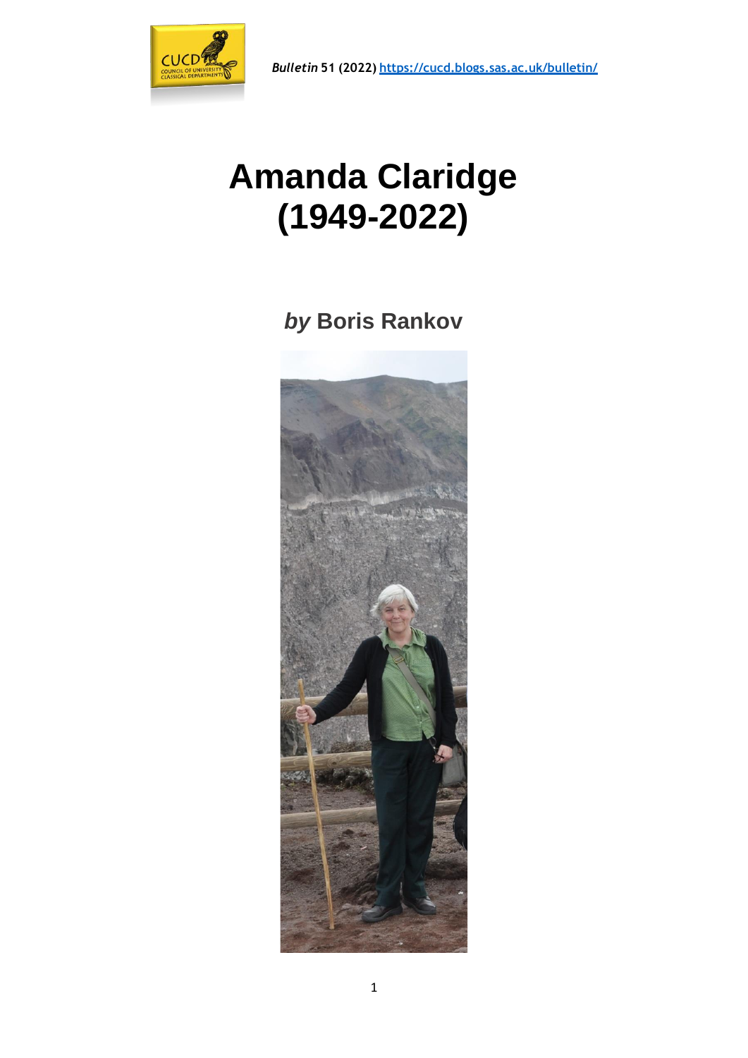# Amanda Claridge (1949-2022)

## *by* Boris Rankov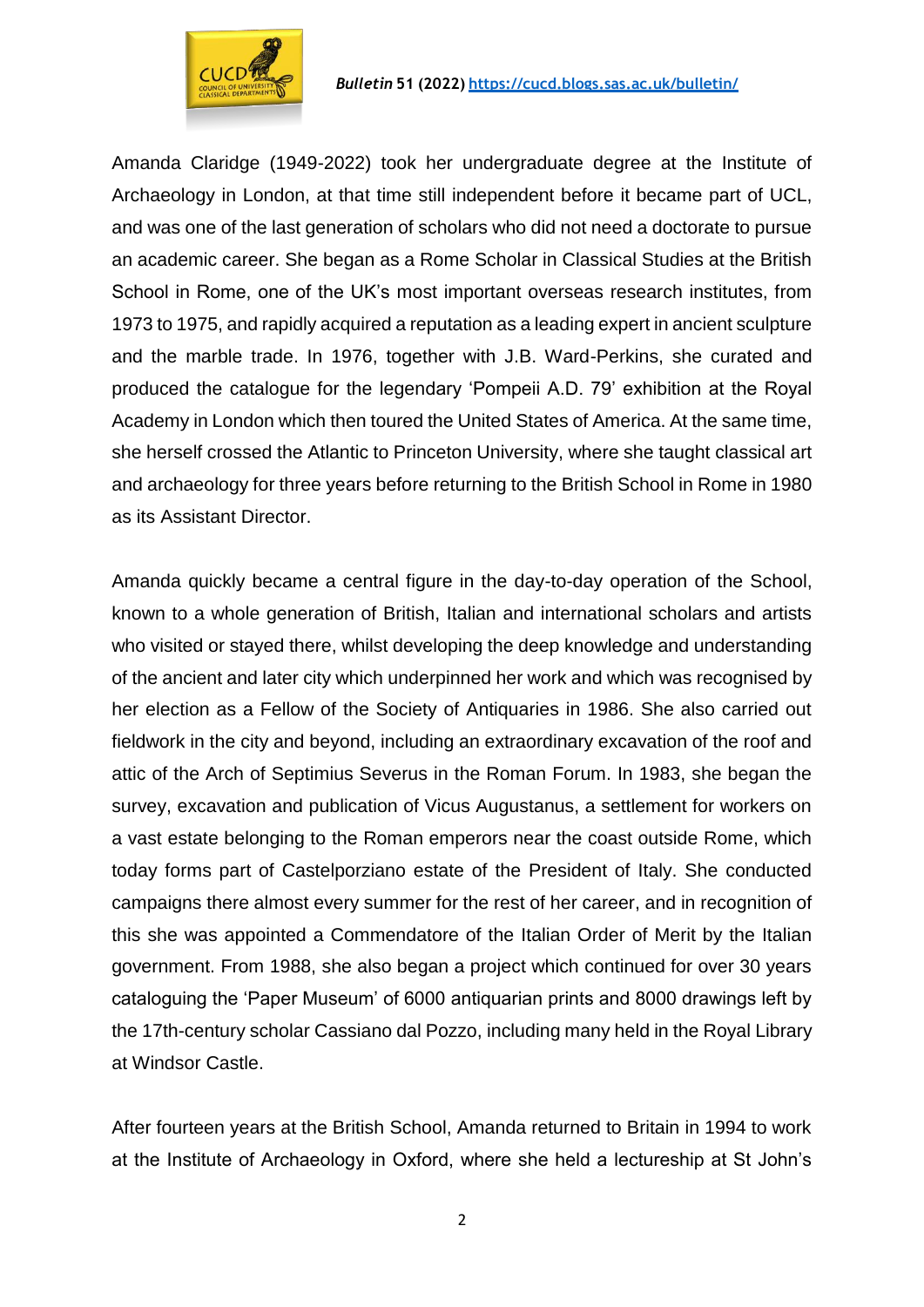Amanda Claridge (1949-2022) took her undergraduate degree at the Institute of Archaeology in London, at that time still independent before it became part of UCL, and was one of the last generation of scholars who did not need a doctorate to pursue an academic career. She began as a Rome Scholar in Classical Studies at the British School in Rome, one of the UK's most important overseas research institutes, from 1973 to 1975, and rapidly acquired a reputation as a leading expert in ancient sculpture and the marble trade. In 1976, together with J.B. Ward-Perkins, she curated and produced the catalogue for the legendary 'Pompeii A.D. 79' exhibition at the Royal Academy in London which then toured the United States of America. At the same time, she herself crossed the Atlantic to Princeton University, where she taught classical art and archaeology for three years before returning to the British School in Rome in 1980 as its Assistant Director.

Amanda quickly became a central figure in the day-to-day operation of the School, known to a whole generation of British, Italian and international scholars and artists who visited or stayed there, whilst developing the deep knowledge and understanding of the ancient and later city which underpinned her work and which was recognised by her election as a Fellow of the Society of Antiquaries in 1986. She also carried out fieldwork in the city and beyond, including an extraordinary excavation of the roof and attic of the Arch of Septimius Severus in the Roman Forum. In 1983, she began the survey, excavation and publication of Vicus Augustanus, a settlement for workers on a vast estate belonging to the Roman emperors near the coast outside Rome, which today forms part of Castelporziano estate of the President of Italy. She conducted campaigns there almost every summer for the rest of her career, and in recognition of this she was appointed a Commendatore of the Italian Order of Merit by the Italian government. From 1988, she also began a project which continued for over 30 years cataloguing the 'Paper Museum' of 6000 antiquarian prints and 8000 drawings left by the 17th-century scholar Cassiano dal Pozzo, including many held in the Royal Library at Windsor Castle.

After fourteen years at the British School, Amanda returned to Britain in 1994 to work at the Institute of Archaeology in Oxford, where she held a lectureship at St John's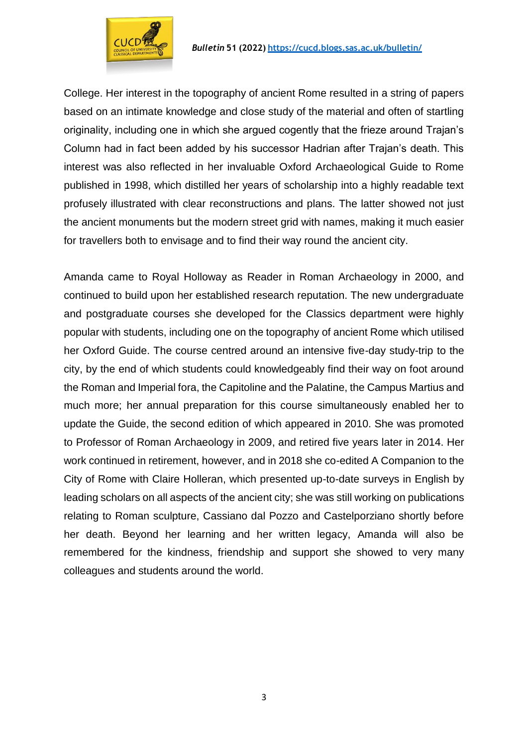College. Her interest in the topography of ancient Rome resulted in a string of papers based on an intimate knowledge and close study of the material and often of startling originality, including one in which she argued cogently that the frieze around Trajan's Column had in fact been added by his successor Hadrian after Trajan's death. This interest was also reflected in her invaluable Oxford Archaeological Guide to Rome published in 1998, which distilled her years of scholarship into a highly readable text profusely illustrated with clear reconstructions and plans. The latter showed not just the ancient monuments but the modern street grid with names, making it much easier for travellers both to envisage and to find their way round the ancient city.

Amanda came to Royal Holloway as Reader in Roman Archaeology in 2000, and continued to build upon her established research reputation. The new undergraduate and postgraduate courses she developed for the Classics department were highly popular with students, including one on the topography of ancient Rome which utilised her Oxford Guide. The course centred around an intensive five-day study-trip to the city, by the end of which students could knowledgeably find their way on foot around the Roman and Imperial fora, the Capitoline and the Palatine, the Campus Martius and much more; her annual preparation for this course simultaneously enabled her to update the Guide, the second edition of which appeared in 2010. She was promoted to Professor of Roman Archaeology in 2009, and retired five years later in 2014. Her work continued in retirement, however, and in 2018 she co-edited A Companion to the City of Rome with Claire Holleran, which presented up-to-date surveys in English by leading scholars on all aspects of the ancient city; she was still working on publications relating to Roman sculpture, Cassiano dal Pozzo and Castelporziano shortly before her death. Beyond her learning and her written legacy, Amanda will also be remembered for the kindness, friendship and support she showed to very many colleagues and students around the world.